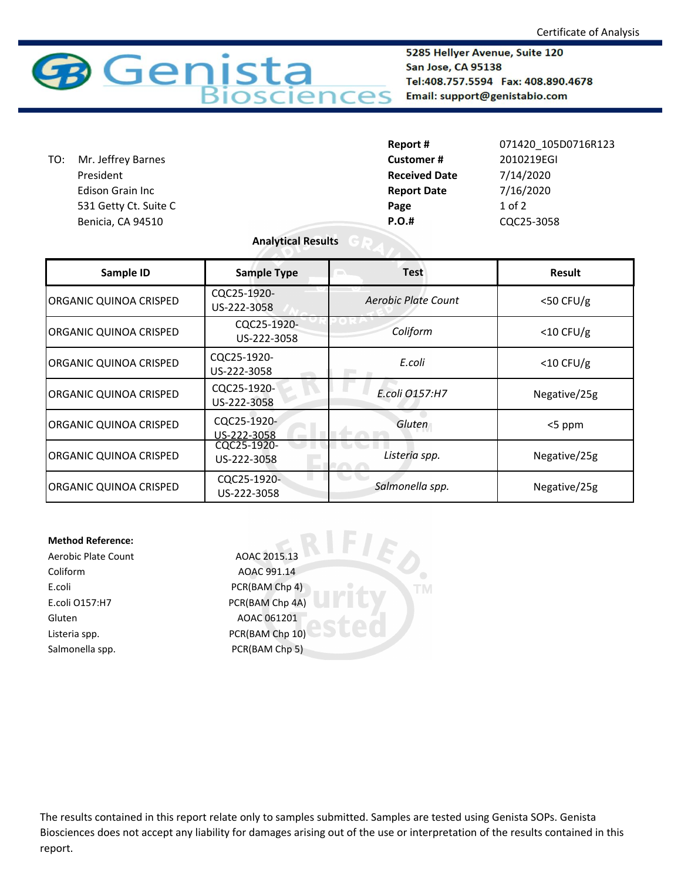Certificate of Analysis

**Genista Biosciences**

**5285 Hellyer Avenue, Suite 120**
**San Jose, CA 95138**
**Tel:408.757.5594 Fax: 408.890.4678**
**Email: support@genistabio.com**

TO: Mr. Jeffrey Barnes
President
Edison Grain Inc
531 Getty Ct. Suite C
Benicia, CA 94510

| | |
|---|---|
| **Report #** | 071420_105D0716R123 |
| **Customer #** | 2010219EGI |
| **Received Date** | 7/14/2020 |
| **Report Date** | 7/16/2020 |
| **Page** | 1 of 2 |
| **P.O.#** | CQC25-3058 |

**Analytical Results**

| Sample ID | Sample Type | Test | Result |
|---|---|---|---|
| ORGANIC QUINOA CRISPED | CQC25-1920-US-222-3058 | *Aerobic Plate Count* | <50 CFU/g |
| ORGANIC QUINOA CRISPED | CQC25-1920-US-222-3058 | *Coliform* | <10 CFU/g |
| ORGANIC QUINOA CRISPED | CQC25-1920-US-222-3058 | *E.coli* | <10 CFU/g |
| ORGANIC QUINOA CRISPED | CQC25-1920-US-222-3058 | *E.coli O157:H7* | Negative/25g |
| ORGANIC QUINOA CRISPED | CQC25-1920-US-222-3058 | *Gluten* | <5 ppm |
| ORGANIC QUINOA CRISPED | CQC25-1920-US-222-3058 | *Listeria spp.* | Negative/25g |
| ORGANIC QUINOA CRISPED | CQC25-1920-US-222-3058 | *Salmonella spp.* | Negative/25g |

**Method Reference:**

| | |
|---|---|
| Aerobic Plate Count | AOAC 2015.13 |
| Coliform | AOAC 991.14 |
| E.coli | PCR(BAM Chp 4) |
| E.coli O157:H7 | PCR(BAM Chp 4A) |
| Gluten | AOAC 061201 |
| Listeria spp. | PCR(BAM Chp 10) |
| Salmonella spp. | PCR(BAM Chp 5) |

The results contained in this report relate only to samples submitted. Samples are tested using Genista SOPs. Genista Biosciences does not accept any liability for damages arising out of the use or interpretation of the results contained in this report.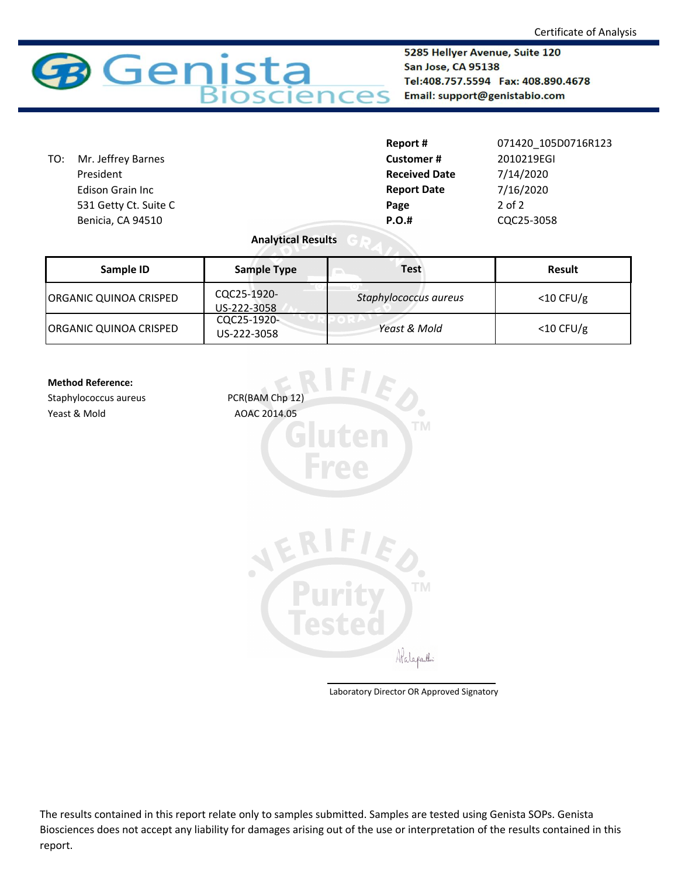Certificate of Analysis

**Genista Biosciences**

**5285 Hellyer Avenue, Suite 120**
**San Jose, CA 95138**
**Tel:408.757.5594 Fax: 408.890.4678**
**Email: support@genistabio.com**

TO: Mr. Jeffrey Barnes
President
Edison Grain Inc
531 Getty Ct. Suite C
Benicia, CA 94510

| | |
|---|---|
| **Report #** | 071420_105D0716R123 |
| **Customer #** | 2010219EGI |
| **Received Date** | 7/14/2020 |
| **Report Date** | 7/16/2020 |
| **Page** | 2 of 2 |
| **P.O.#** | CQC25-3058 |

**Analytical Results**

| Sample ID | Sample Type | Test | Result |
|---|---|---|---|
| ORGANIC QUINOA CRISPED | CQC25-1920-US-222-3058 | *Staphylococcus aureus* | <10 CFU/g |
| ORGANIC QUINOA CRISPED | CQC25-1920-US-222-3058 | *Yeast & Mold* | <10 CFU/g |

**Method Reference:**

| | |
|---|---|
| Staphylococcus aureus | PCR(BAM Chp 12) |
| Yeast & Mold | AOAC 2014.05 |

Laboratory Director OR Approved Signatory

The results contained in this report relate only to samples submitted. Samples are tested using Genista SOPs. Genista Biosciences does not accept any liability for damages arising out of the use or interpretation of the results contained in this report.